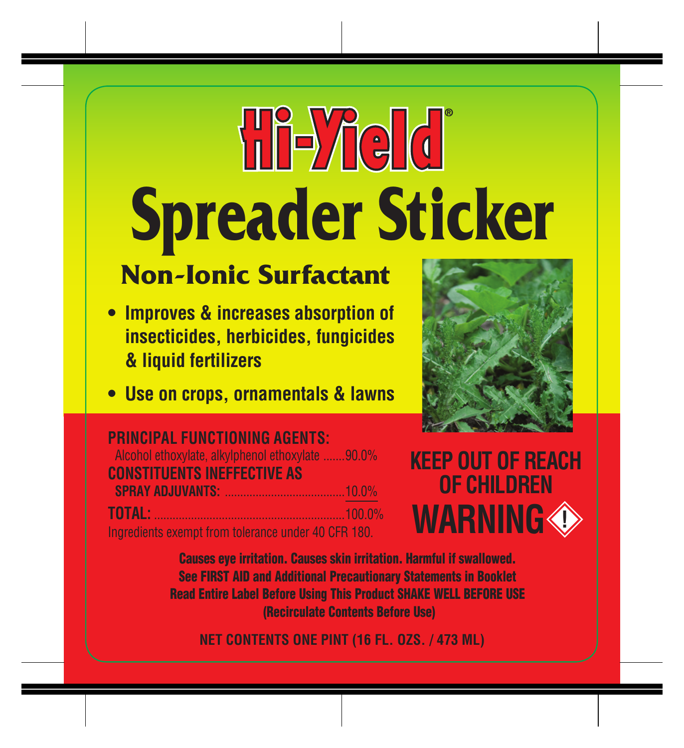# Hi-Yield®

# Spreader Sticker

## Non-Ionic Surfactant

- **Improves & increases absorption of insecticides, herbicides, fungicides & liquid fertilizers**
- **Use on crops, ornamentals & lawns**

**PRINCIPAL FUNCTIONING AGENTS:**

| | |
|---|---|
| Alcohol ethoxylate, alkylphenol ethoxylate | 90.0% |
| **CONSTITUENTS INEFFECTIVE AS SPRAY ADJUVANTS:** | 10.0% |
| **TOTAL:** | 100.0% |

Ingredients exempt from tolerance under 40 CFR 180.

**KEEP OUT OF REACH OF CHILDREN**

**WARNING**

**Causes eye irritation. Causes skin irritation. Harmful if swallowed.**
**See FIRST AID and Additional Precautionary Statements in Booklet**
**Read Entire Label Before Using This Product SHAKE WELL BEFORE USE**
**(Recirculate Contents Before Use)**

**NET CONTENTS ONE PINT (16 FL. OZS. / 473 ML)**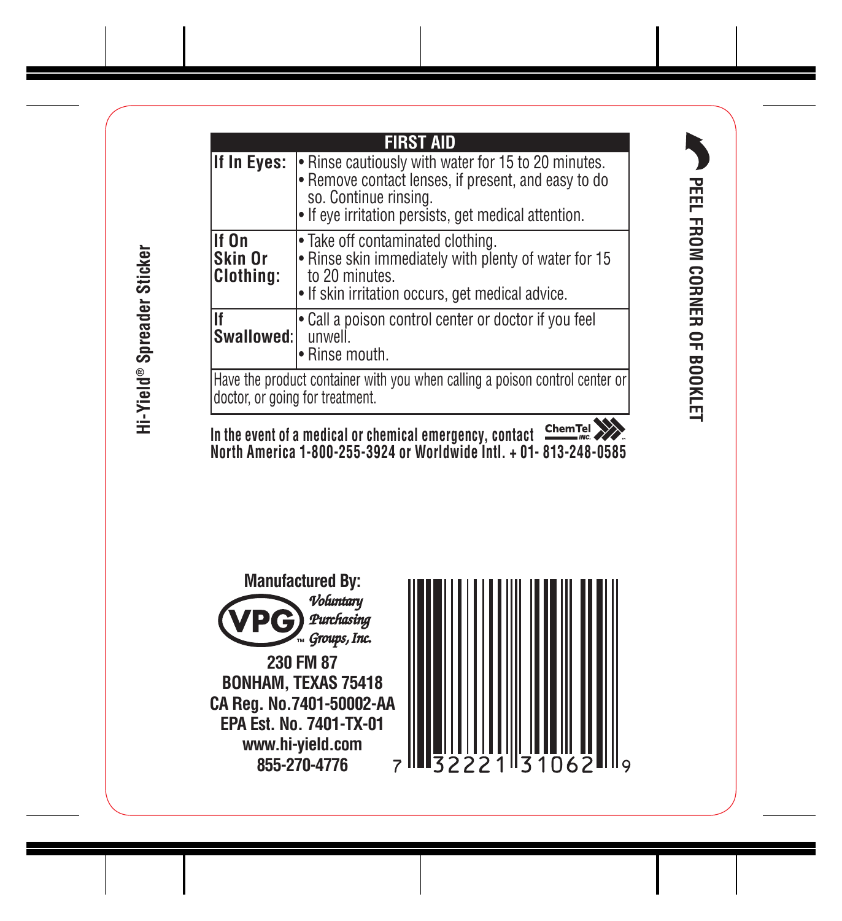Hi-Yield® Spreader Sticker

| FIRST AID | |
|---|---|
| **If In Eyes:** | • Rinse cautiously with water for 15 to 20 minutes.<br>• Remove contact lenses, if present, and easy to do so. Continue rinsing.<br>• If eye irritation persists, get medical attention. |
| **If On Skin Or Clothing:** | • Take off contaminated clothing.<br>• Rinse skin immediately with plenty of water for 15 to 20 minutes.<br>• If skin irritation occurs, get medical advice. |
| **If Swallowed:** | • Call a poison control center or doctor if you feel unwell.<br>• Rinse mouth. |
| Have the product container with you when calling a poison control center or doctor, or going for treatment. | |

**In the event of a medical or chemical emergency, contact ChemTel INC. North America 1-800-255-3924 or Worldwide Intl. + 01- 813-248-0585**

PEEL FROM CORNER OF BOOKLET

**Manufactured By:**

VPG™ *Voluntary Purchasing Groups, Inc.*

**230 FM 87**
**BONHAM, TEXAS 75418**
**CA Reg. No.7401-50002-AA**
**EPA Est. No. 7401-TX-01**
**www.hi-yield.com**
**855-270-4776**

7 32221 31062 9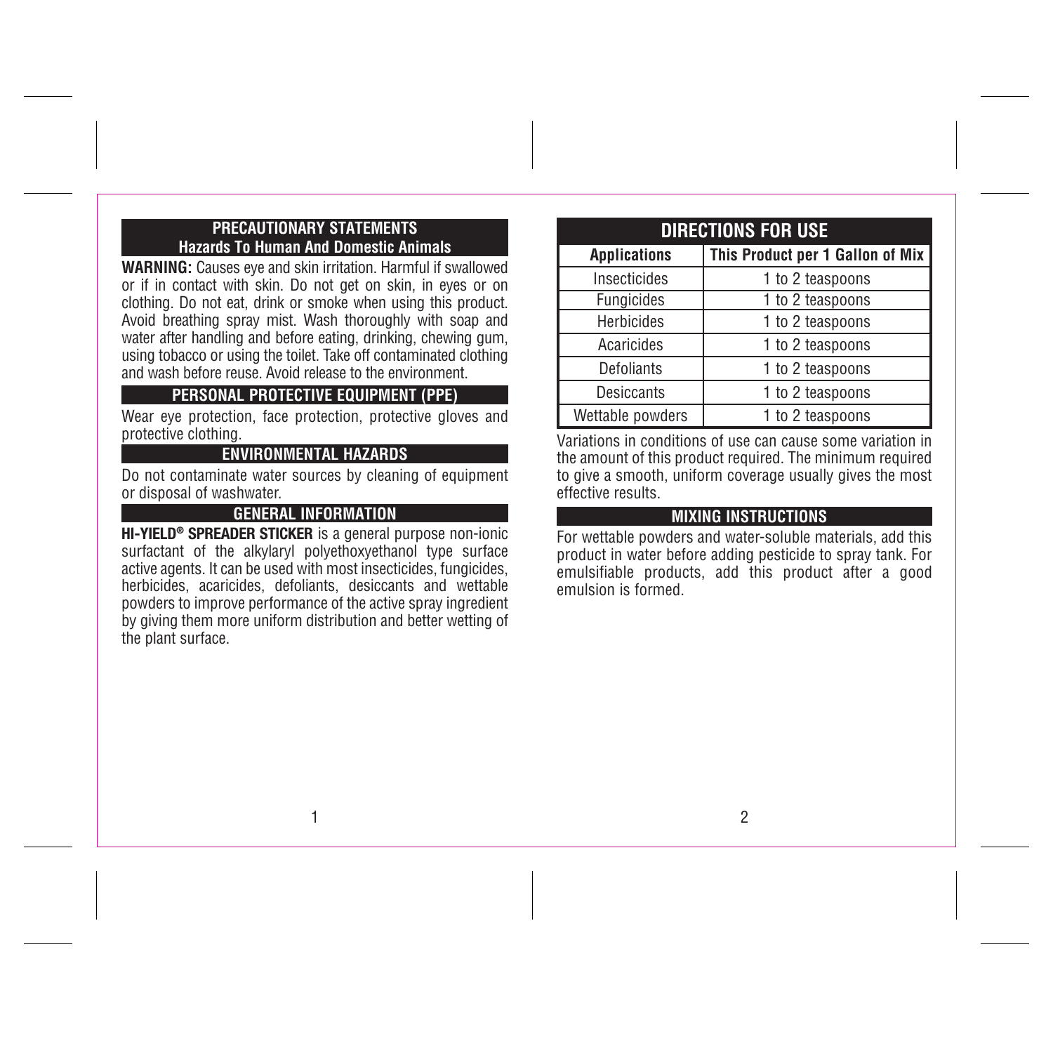## PRECAUTIONARY STATEMENTS

### Hazards To Human And Domestic Animals

**WARNING:** Causes eye and skin irritation. Harmful if swallowed or if in contact with skin. Do not get on skin, in eyes or on clothing. Do not eat, drink or smoke when using this product. Avoid breathing spray mist. Wash thoroughly with soap and water after handling and before eating, drinking, chewing gum, using tobacco or using the toilet. Take off contaminated clothing and wash before reuse. Avoid release to the environment.

## PERSONAL PROTECTIVE EQUIPMENT (PPE)

Wear eye protection, face protection, protective gloves and protective clothing.

## ENVIRONMENTAL HAZARDS

Do not contaminate water sources by cleaning of equipment or disposal of washwater.

## GENERAL INFORMATION

**HI-YIELD® SPREADER STICKER** is a general purpose non-ionic surfactant of the alkylaryl polyethoxyethanol type surface active agents. It can be used with most insecticides, fungicides, herbicides, acaricides, defoliants, desiccants and wettable powders to improve performance of the active spray ingredient by giving them more uniform distribution and better wetting of the plant surface.

## DIRECTIONS FOR USE

| Applications | This Product per 1 Gallon of Mix |
|---|---|
| Insecticides | 1 to 2 teaspoons |
| Fungicides | 1 to 2 teaspoons |
| Herbicides | 1 to 2 teaspoons |
| Acaricides | 1 to 2 teaspoons |
| Defoliants | 1 to 2 teaspoons |
| Desiccants | 1 to 2 teaspoons |
| Wettable powders | 1 to 2 teaspoons |

Variations in conditions of use can cause some variation in the amount of this product required. The minimum required to give a smooth, uniform coverage usually gives the most effective results.

## MIXING INSTRUCTIONS

For wettable powders and water-soluble materials, add this product in water before adding pesticide to spray tank. For emulsifiable products, add this product after a good emulsion is formed.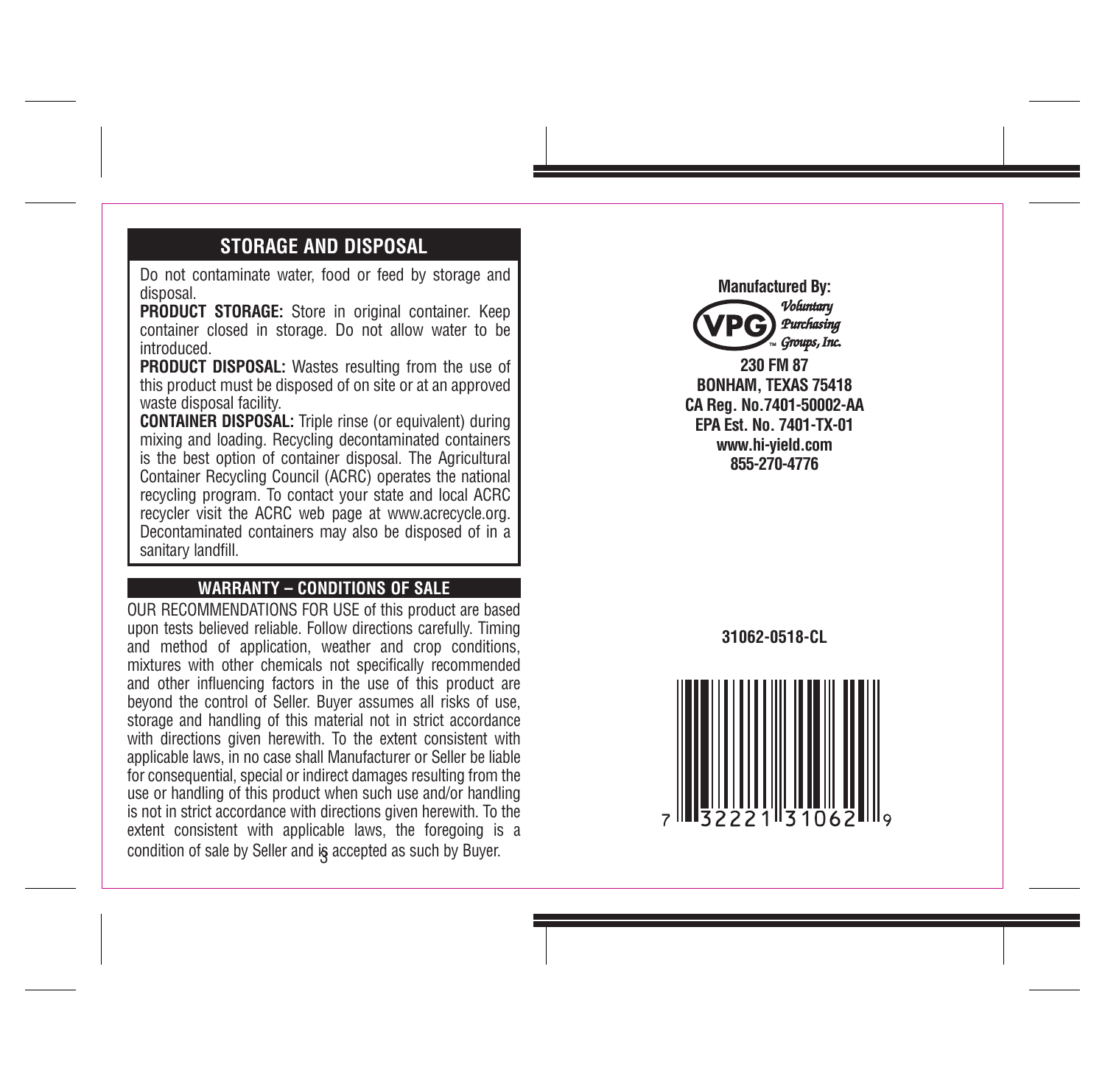## STORAGE AND DISPOSAL

Do not contaminate water, food or feed by storage and disposal.

**PRODUCT STORAGE:** Store in original container. Keep container closed in storage. Do not allow water to be introduced.

**PRODUCT DISPOSAL:** Wastes resulting from the use of this product must be disposed of on site or at an approved waste disposal facility.

**CONTAINER DISPOSAL:** Triple rinse (or equivalent) during mixing and loading. Recycling decontaminated containers is the best option of container disposal. The Agricultural Container Recycling Council (ACRC) operates the national recycling program. To contact your state and local ACRC recycler visit the ACRC web page at www.acrecycle.org. Decontaminated containers may also be disposed of in a sanitary landfill.

## WARRANTY – CONDITIONS OF SALE

OUR RECOMMENDATIONS FOR USE of this product are based upon tests believed reliable. Follow directions carefully. Timing and method of application, weather and crop conditions, mixtures with other chemicals not specifically recommended and other influencing factors in the use of this product are beyond the control of Seller. Buyer assumes all risks of use, storage and handling of this material not in strict accordance with directions given herewith. To the extent consistent with applicable laws, in no case shall Manufacturer or Seller be liable for consequential, special or indirect damages resulting from the use or handling of this product when such use and/or handling is not in strict accordance with directions given herewith. To the extent consistent with applicable laws, the foregoing is a condition of sale by Seller and is accepted as such by Buyer.

**Manufactured By:**

VPG™ *Voluntary Purchasing Groups, Inc.*

**230 FM 87**
**BONHAM, TEXAS 75418**
**CA Reg. No.7401-50002-AA**
**EPA Est. No. 7401-TX-01**
**www.hi-yield.com**
**855-270-4776**

**31062-0518-CL**

7 32221 31062 9